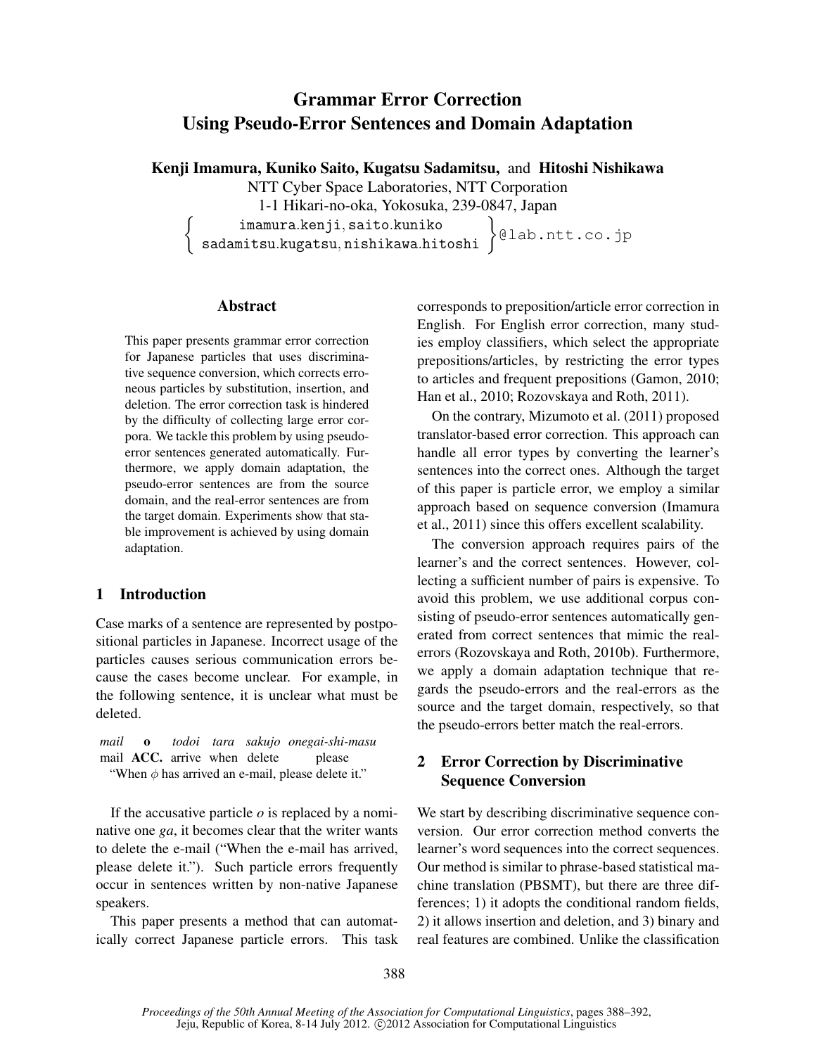# Grammar Error Correction Using Pseudo-Error Sentences and Domain Adaptation

**Kenji Imamura, Kuniko Saito, Kugatsu Sadamitsu,** and **Hitoshi Nishikawa**

NTT Cyber Space Laboratories, NTT Corporation
1-1 Hikari-no-oka, Yokosuka, 239-0847, Japan
{imamura.kenji, saito.kuniko, sadamitsu.kugatsu, nishikawa.hitoshi}@lab.ntt.co.jp

## Abstract

This paper presents grammar error correction for Japanese particles that uses discriminative sequence conversion, which corrects erroneous particles by substitution, insertion, and deletion. The error correction task is hindered by the difficulty of collecting large error corpora. We tackle this problem by using pseudo-error sentences generated automatically. Furthermore, we apply domain adaptation, the pseudo-error sentences are from the source domain, and the real-error sentences are from the target domain. Experiments show that stable improvement is achieved by using domain adaptation.

## 1 Introduction

Case marks of a sentence are represented by postpositional particles in Japanese. Incorrect usage of the particles causes serious communication errors because the cases become unclear. For example, in the following sentence, it is unclear what must be deleted.

| *mail* | **o** | *todoi* | *tara* | *sakujo* | *onegai-shi-masu* |
|---|---|---|---|---|---|
| mail | **ACC.** | arrive | when | delete | please |

"When $\phi$ has arrived an e-mail, please delete it."

If the accusative particle *o* is replaced by a nominative one *ga*, it becomes clear that the writer wants to delete the e-mail ("When the e-mail has arrived, please delete it."). Such particle errors frequently occur in sentences written by non-native Japanese speakers.

This paper presents a method that can automatically correct Japanese particle errors. This task corresponds to preposition/article error correction in English. For English error correction, many studies employ classifiers, which select the appropriate prepositions/articles, by restricting the error types to articles and frequent prepositions (Gamon, 2010; Han et al., 2010; Rozovskaya and Roth, 2011).

On the contrary, Mizumoto et al. (2011) proposed translator-based error correction. This approach can handle all error types by converting the learner's sentences into the correct ones. Although the target of this paper is particle error, we employ a similar approach based on sequence conversion (Imamura et al., 2011) since this offers excellent scalability.

The conversion approach requires pairs of the learner's and the correct sentences. However, collecting a sufficient number of pairs is expensive. To avoid this problem, we use additional corpus consisting of pseudo-error sentences automatically generated from correct sentences that mimic the real-errors (Rozovskaya and Roth, 2010b). Furthermore, we apply a domain adaptation technique that regards the pseudo-errors and the real-errors as the source and the target domain, respectively, so that the pseudo-errors better match the real-errors.

## 2 Error Correction by Discriminative Sequence Conversion

We start by describing discriminative sequence conversion. Our error correction method converts the learner's word sequences into the correct sequences. Our method is similar to phrase-based statistical machine translation (PBSMT), but there are three differences; 1) it adopts the conditional random fields, 2) it allows insertion and deletion, and 3) binary and real features are combined. Unlike the classification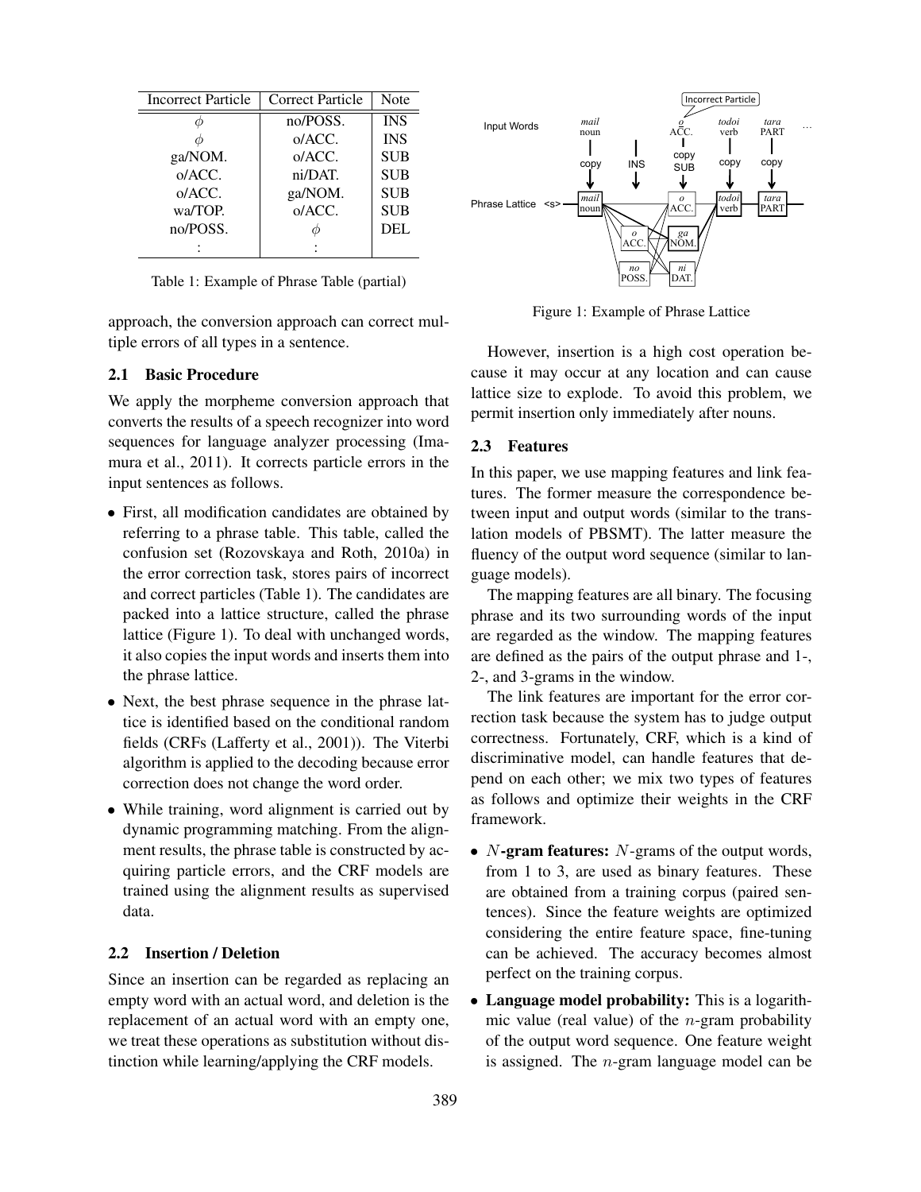| Incorrect Particle | Correct Particle | Note |
|---|---|---|
| $\phi$ | no/POSS. | INS |
| $\phi$ | o/ACC. | INS |
| ga/NOM. | o/ACC. | SUB |
| o/ACC. | ni/DAT. | SUB |
| o/ACC. | ga/NOM. | SUB |
| wa/TOP. | o/ACC. | SUB |
| no/POSS. | $\phi$ | DEL |
| : | : | |

Table 1: Example of Phrase Table (partial)

approach, the conversion approach can correct multiple errors of all types in a sentence.

### 2.1 Basic Procedure

We apply the morpheme conversion approach that converts the results of a speech recognizer into word sequences for language analyzer processing (Imamura et al., 2011). It corrects particle errors in the input sentences as follows.

- First, all modification candidates are obtained by referring to a phrase table. This table, called the confusion set (Rozovskaya and Roth, 2010a) in the error correction task, stores pairs of incorrect and correct particles (Table 1). The candidates are packed into a lattice structure, called the phrase lattice (Figure 1). To deal with unchanged words, it also copies the input words and inserts them into the phrase lattice.
- Next, the best phrase sequence in the phrase lattice is identified based on the conditional random fields (CRFs (Lafferty et al., 2001)). The Viterbi algorithm is applied to the decoding because error correction does not change the word order.
- While training, word alignment is carried out by dynamic programming matching. From the alignment results, the phrase table is constructed by acquiring particle errors, and the CRF models are trained using the alignment results as supervised data.

### 2.2 Insertion / Deletion

Since an insertion can be regarded as replacing an empty word with an actual word, and deletion is the replacement of an actual word with an empty one, we treat these operations as substitution without distinction while learning/applying the CRF models.

Figure 1: Example of Phrase Lattice

However, insertion is a high cost operation because it may occur at any location and can cause lattice size to explode. To avoid this problem, we permit insertion only immediately after nouns.

### 2.3 Features

In this paper, we use mapping features and link features. The former measure the correspondence between input and output words (similar to the translation models of PBSMT). The latter measure the fluency of the output word sequence (similar to language models).

The mapping features are all binary. The focusing phrase and its two surrounding words of the input are regarded as the window. The mapping features are defined as the pairs of the output phrase and 1-, 2-, and 3-grams in the window.

The link features are important for the error correction task because the system has to judge output correctness. Fortunately, CRF, which is a kind of discriminative model, can handle features that depend on each other; we mix two types of features as follows and optimize their weights in the CRF framework.

- **$N$-gram features:** $N$-grams of the output words, from 1 to 3, are used as binary features. These are obtained from a training corpus (paired sentences). Since the feature weights are optimized considering the entire feature space, fine-tuning can be achieved. The accuracy becomes almost perfect on the training corpus.
- **Language model probability:** This is a logarithmic value (real value) of the $n$-gram probability of the output word sequence. One feature weight is assigned. The $n$-gram language model can be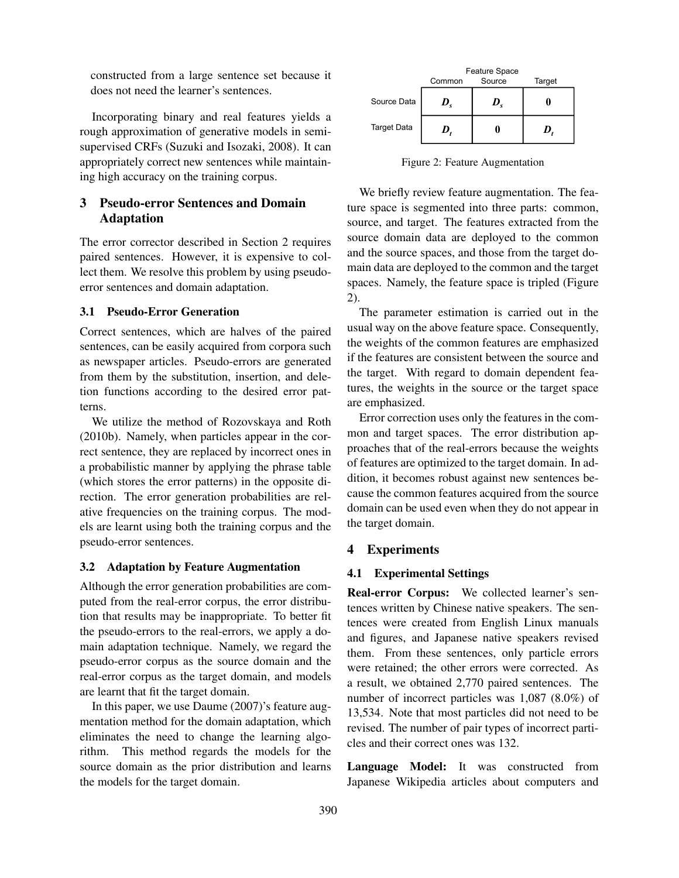constructed from a large sentence set because it does not need the learner's sentences.

Incorporating binary and real features yields a rough approximation of generative models in semi-supervised CRFs (Suzuki and Isozaki, 2008). It can appropriately correct new sentences while maintaining high accuracy on the training corpus.

## 3 Pseudo-error Sentences and Domain Adaptation

The error corrector described in Section 2 requires paired sentences. However, it is expensive to collect them. We resolve this problem by using pseudo-error sentences and domain adaptation.

### 3.1 Pseudo-Error Generation

Correct sentences, which are halves of the paired sentences, can be easily acquired from corpora such as newspaper articles. Pseudo-errors are generated from them by the substitution, insertion, and deletion functions according to the desired error patterns.

We utilize the method of Rozovskaya and Roth (2010b). Namely, when particles appear in the correct sentence, they are replaced by incorrect ones in a probabilistic manner by applying the phrase table (which stores the error patterns) in the opposite direction. The error generation probabilities are relative frequencies on the training corpus. The models are learnt using both the training corpus and the pseudo-error sentences.

### 3.2 Adaptation by Feature Augmentation

Although the error generation probabilities are computed from the real-error corpus, the error distribution that results may be inappropriate. To better fit the pseudo-errors to the real-errors, we apply a domain adaptation technique. Namely, we regard the pseudo-error corpus as the source domain and the real-error corpus as the target domain, and models are learnt that fit the target domain.

In this paper, we use Daume (2007)'s feature augmentation method for the domain adaptation, which eliminates the need to change the learning algorithm. This method regards the models for the source domain as the prior distribution and learns the models for the target domain.

| | Feature Space | | |
|---|---|---|---|
| | Common | Source | Target |
| Source Data | $D_s$ | $D_s$ | **0** |
| Target Data | $D_t$ | **0** | $D_t$ |

Figure 2: Feature Augmentation

We briefly review feature augmentation. The feature space is segmented into three parts: common, source, and target. The features extracted from the source domain data are deployed to the common and the source spaces, and those from the target domain data are deployed to the common and the target spaces. Namely, the feature space is tripled (Figure 2).

The parameter estimation is carried out in the usual way on the above feature space. Consequently, the weights of the common features are emphasized if the features are consistent between the source and the target. With regard to domain dependent features, the weights in the source or the target space are emphasized.

Error correction uses only the features in the common and target spaces. The error distribution approaches that of the real-errors because the weights of features are optimized to the target domain. In addition, it becomes robust against new sentences because the common features acquired from the source domain can be used even when they do not appear in the target domain.

## 4 Experiments

### 4.1 Experimental Settings

**Real-error Corpus:** We collected learner's sentences written by Chinese native speakers. The sentences were created from English Linux manuals and figures, and Japanese native speakers revised them. From these sentences, only particle errors were retained; the other errors were corrected. As a result, we obtained 2,770 paired sentences. The number of incorrect particles was 1,087 (8.0%) of 13,534. Note that most particles did not need to be revised. The number of pair types of incorrect particles and their correct ones was 132.

**Language Model:** It was constructed from Japanese Wikipedia articles about computers and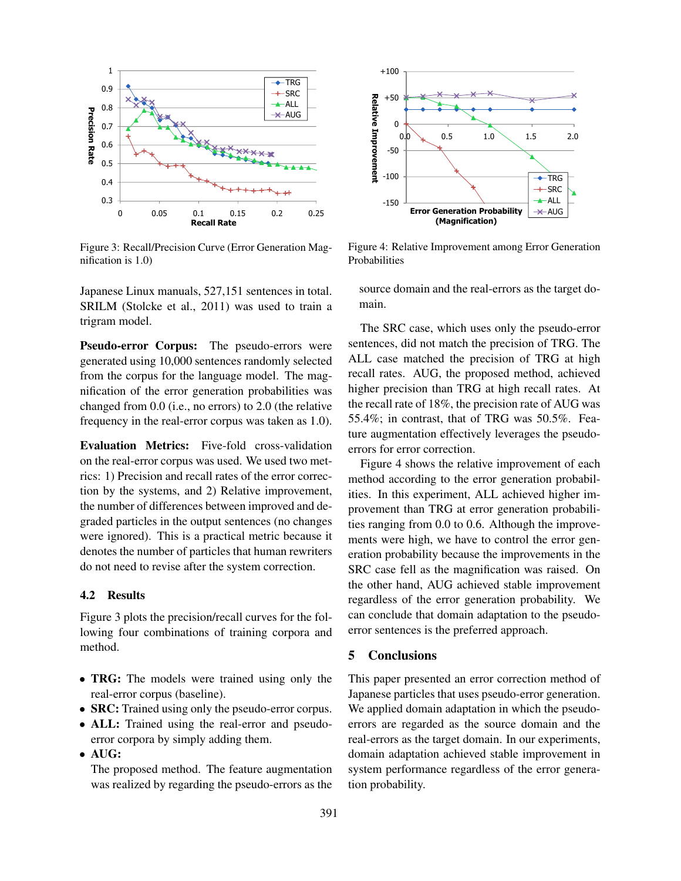Figure 3: Recall/Precision Curve (Error Generation Magnification is 1.0)

Figure 4: Relative Improvement among Error Generation Probabilities

Japanese Linux manuals, 527,151 sentences in total. SRILM (Stolcke et al., 2011) was used to train a trigram model.

**Pseudo-error Corpus:** The pseudo-errors were generated using 10,000 sentences randomly selected from the corpus for the language model. The magnification of the error generation probabilities was changed from 0.0 (i.e., no errors) to 2.0 (the relative frequency in the real-error corpus was taken as 1.0).

**Evaluation Metrics:** Five-fold cross-validation on the real-error corpus was used. We used two metrics: 1) Precision and recall rates of the error correction by the systems, and 2) Relative improvement, the number of differences between improved and degraded particles in the output sentences (no changes were ignored). This is a practical metric because it denotes the number of particles that human rewriters do not need to revise after the system correction.

### 4.2 Results

Figure 3 plots the precision/recall curves for the following four combinations of training corpora and method.

- **TRG:** The models were trained using only the real-error corpus (baseline).
- **SRC:** Trained using only the pseudo-error corpus.
- **ALL:** Trained using the real-error and pseudo-error corpora by simply adding them.
- **AUG:** The proposed method. The feature augmentation was realized by regarding the pseudo-errors as the source domain and the real-errors as the target domain.

The SRC case, which uses only the pseudo-error sentences, did not match the precision of TRG. The ALL case matched the precision of TRG at high recall rates. AUG, the proposed method, achieved higher precision than TRG at high recall rates. At the recall rate of 18%, the precision rate of AUG was 55.4%; in contrast, that of TRG was 50.5%. Feature augmentation effectively leverages the pseudo-errors for error correction.

Figure 4 shows the relative improvement of each method according to the error generation probabilities. In this experiment, ALL achieved higher improvement than TRG at error generation probabilities ranging from 0.0 to 0.6. Although the improvements were high, we have to control the error generation probability because the improvements in the SRC case fell as the magnification was raised. On the other hand, AUG achieved stable improvement regardless of the error generation probability. We can conclude that domain adaptation to the pseudo-error sentences is the preferred approach.

## 5 Conclusions

This paper presented an error correction method of Japanese particles that uses pseudo-error generation. We applied domain adaptation in which the pseudo-errors are regarded as the source domain and the real-errors as the target domain. In our experiments, domain adaptation achieved stable improvement in system performance regardless of the error generation probability.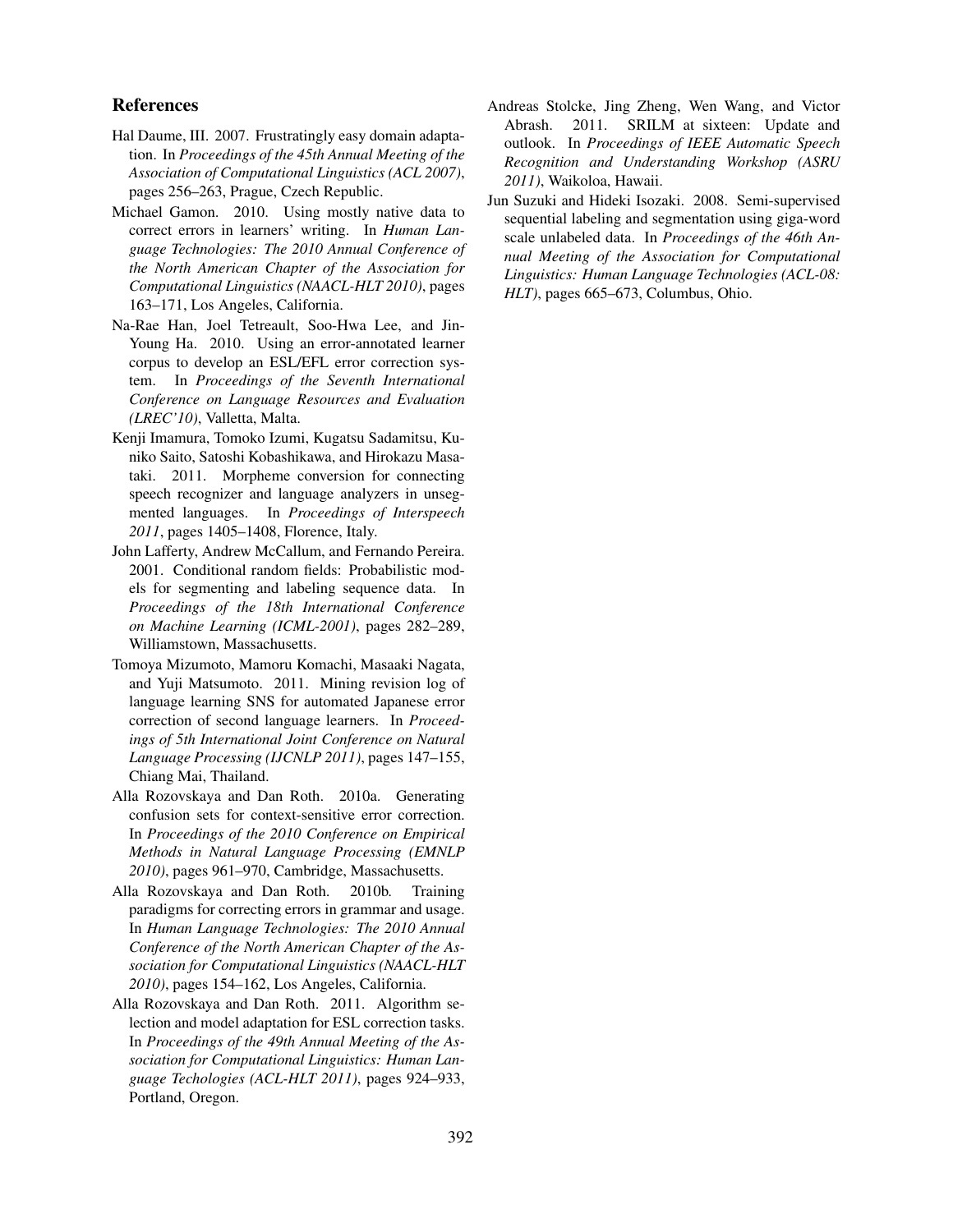## References

Hal Daume, III. 2007. Frustratingly easy domain adaptation. In *Proceedings of the 45th Annual Meeting of the Association of Computational Linguistics (ACL 2007)*, pages 256–263, Prague, Czech Republic.

Michael Gamon. 2010. Using mostly native data to correct errors in learners' writing. In *Human Language Technologies: The 2010 Annual Conference of the North American Chapter of the Association for Computational Linguistics (NAACL-HLT 2010)*, pages 163–171, Los Angeles, California.

Na-Rae Han, Joel Tetreault, Soo-Hwa Lee, and Jin-Young Ha. 2010. Using an error-annotated learner corpus to develop an ESL/EFL error correction system. In *Proceedings of the Seventh International Conference on Language Resources and Evaluation (LREC'10)*, Valletta, Malta.

Kenji Imamura, Tomoko Izumi, Kugatsu Sadamitsu, Kuniko Saito, Satoshi Kobashikawa, and Hirokazu Masataki. 2011. Morpheme conversion for connecting speech recognizer and language analyzers in unsegmented languages. In *Proceedings of Interspeech 2011*, pages 1405–1408, Florence, Italy.

John Lafferty, Andrew McCallum, and Fernando Pereira. 2001. Conditional random fields: Probabilistic models for segmenting and labeling sequence data. In *Proceedings of the 18th International Conference on Machine Learning (ICML-2001)*, pages 282–289, Williamstown, Massachusetts.

Tomoya Mizumoto, Mamoru Komachi, Masaaki Nagata, and Yuji Matsumoto. 2011. Mining revision log of language learning SNS for automated Japanese error correction of second language learners. In *Proceedings of 5th International Joint Conference on Natural Language Processing (IJCNLP 2011)*, pages 147–155, Chiang Mai, Thailand.

Alla Rozovskaya and Dan Roth. 2010a. Generating confusion sets for context-sensitive error correction. In *Proceedings of the 2010 Conference on Empirical Methods in Natural Language Processing (EMNLP 2010)*, pages 961–970, Cambridge, Massachusetts.

Alla Rozovskaya and Dan Roth. 2010b. Training paradigms for correcting errors in grammar and usage. In *Human Language Technologies: The 2010 Annual Conference of the North American Chapter of the Association for Computational Linguistics (NAACL-HLT 2010)*, pages 154–162, Los Angeles, California.

Alla Rozovskaya and Dan Roth. 2011. Algorithm selection and model adaptation for ESL correction tasks. In *Proceedings of the 49th Annual Meeting of the Association for Computational Linguistics: Human Language Techologies (ACL-HLT 2011)*, pages 924–933, Portland, Oregon.

Andreas Stolcke, Jing Zheng, Wen Wang, and Victor Abrash. 2011. SRILM at sixteen: Update and outlook. In *Proceedings of IEEE Automatic Speech Recognition and Understanding Workshop (ASRU 2011)*, Waikoloa, Hawaii.

Jun Suzuki and Hideki Isozaki. 2008. Semi-supervised sequential labeling and segmentation using giga-word scale unlabeled data. In *Proceedings of the 46th Annual Meeting of the Association for Computational Linguistics: Human Language Technologies (ACL-08: HLT)*, pages 665–673, Columbus, Ohio.